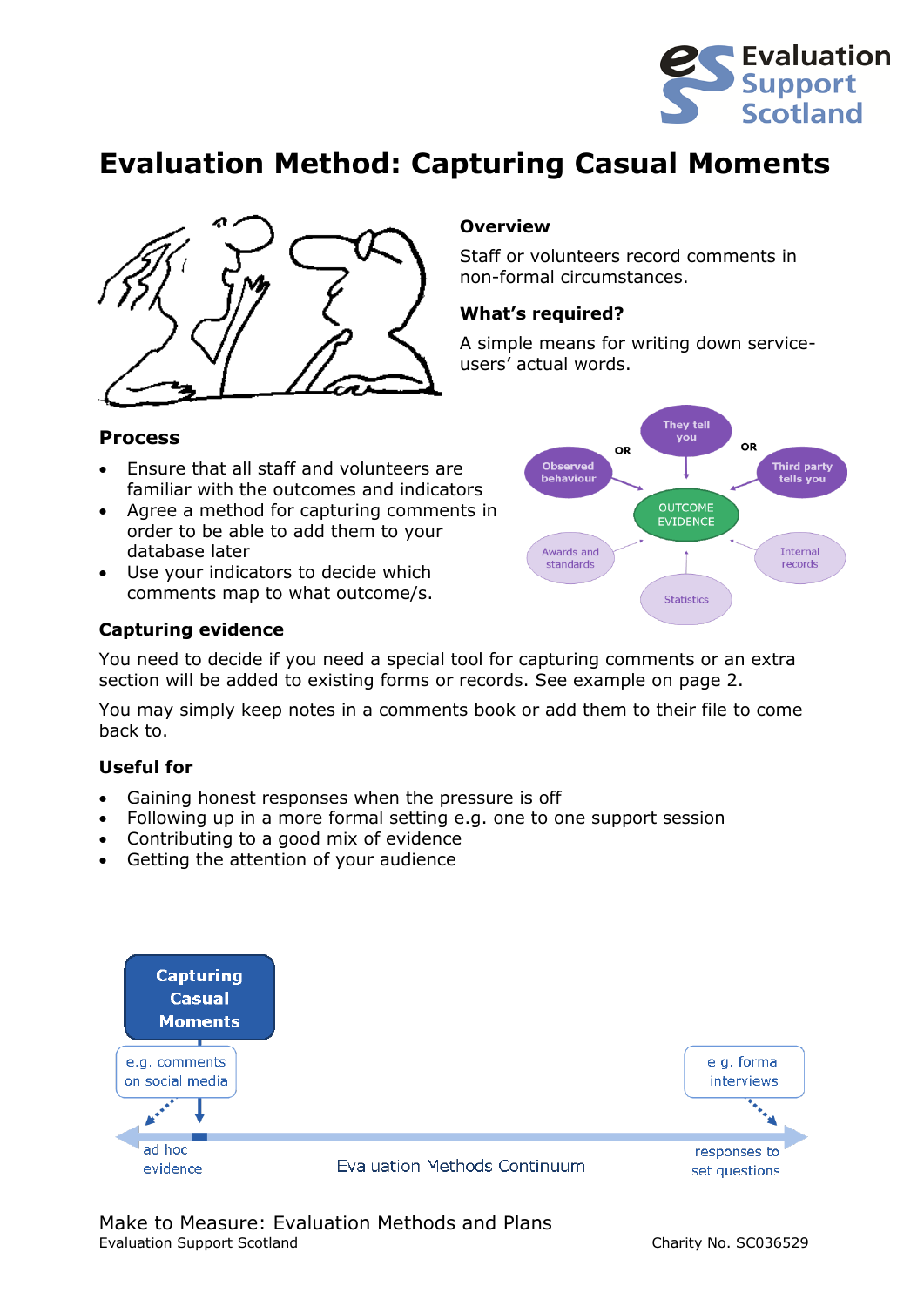# Evaluation Method: Capturing Casual Moments

### Overview

Staff or volunteers record comments in non-formal circumstances.

### What's required?

A simple means for writing down service-users' actual words.

### Process

- Ensure that all staff and volunteers are familiar with the outcomes and indicators
- Agree a method for capturing comments in order to be able to add them to your database later
- Use your indicators to decide which comments map to what outcome/s.

They tell you OR Observed behaviour OR Third party tells you → OUTCOME EVIDENCE ← Awards and standards, Statistics, Internal records

### Capturing evidence

You need to decide if you need a special tool for capturing comments or an extra section will be added to existing forms or records. See example on page 2.

You may simply keep notes in a comments book or add them to their file to come back to.

### Useful for

- Gaining honest responses when the pressure is off
- Following up in a more formal setting e.g. one to one support session
- Contributing to a good mix of evidence
- Getting the attention of your audience

**Capturing Casual Moments**

e.g. comments on social media — e.g. formal interviews

ad hoc evidence — Evaluation Methods Continuum — responses to set questions

Make to Measure: Evaluation Methods and Plans
Evaluation Support Scotland — Charity No. SC036529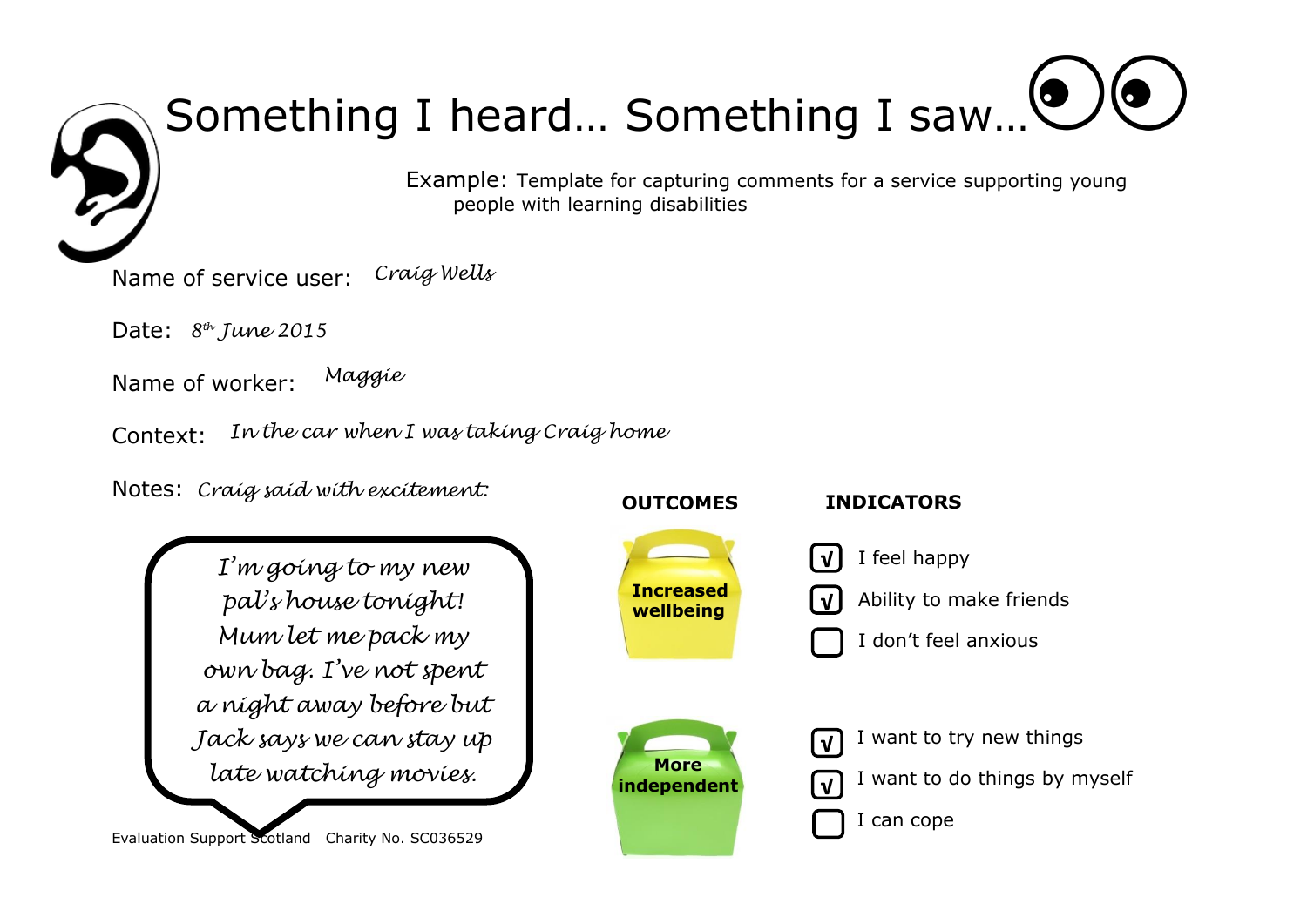# Something I heard… Something I saw…

Example: Template for capturing comments for a service supporting young people with learning disabilities

Name of service user: *Craig Wells*

Date: *8th June 2015*

Name of worker: *Maggie*

Context: *In the car when I was taking Craig home*

Notes: *Craig said with excitement:*

> *I'm going to my new pal's house tonight! Mum let me pack my own bag. I've not spent a night away before but Jack says we can stay up late watching movies.*

| OUTCOMES | INDICATORS |
|---|---|
| **Increased wellbeing** | ☑ I feel happy |
| | ☑ Ability to make friends |
| | ☐ I don't feel anxious |
| **More independent** | ☑ I want to try new things |
| | ☑ I want to do things by myself |
| | ☐ I can cope |

Evaluation Support Scotland Charity No. SC036529